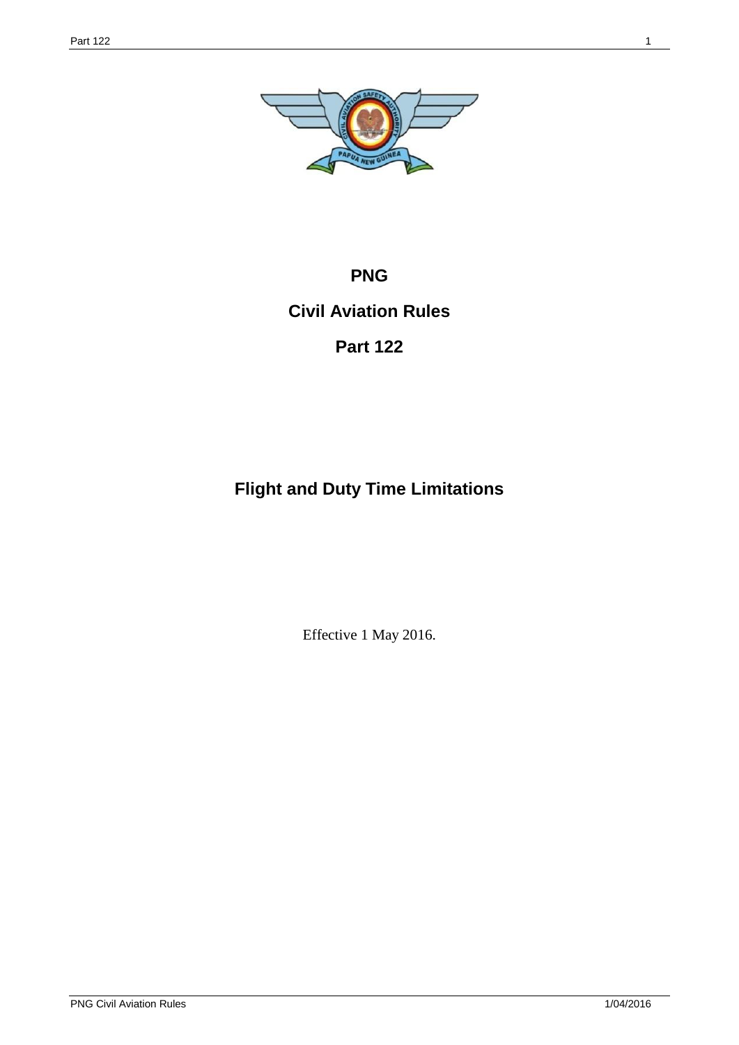# PNG

# Civil Aviation Rules

# Part 122

## Flight and Duty Time Limitations

Effective 1 May 2016.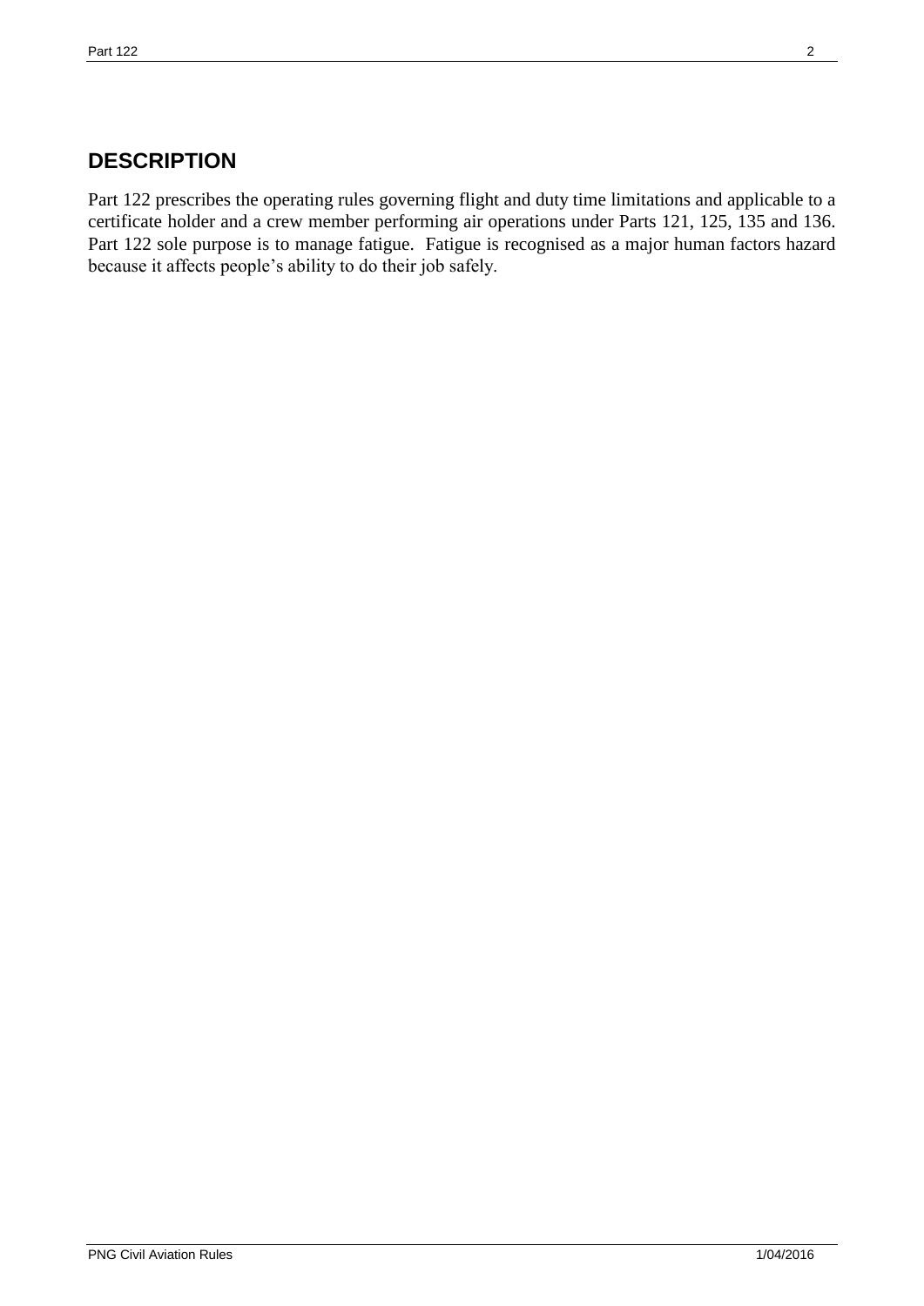## DESCRIPTION

Part 122 prescribes the operating rules governing flight and duty time limitations and applicable to a certificate holder and a crew member performing air operations under Parts 121, 125, 135 and 136. Part 122 sole purpose is to manage fatigue. Fatigue is recognised as a major human factors hazard because it affects people's ability to do their job safely.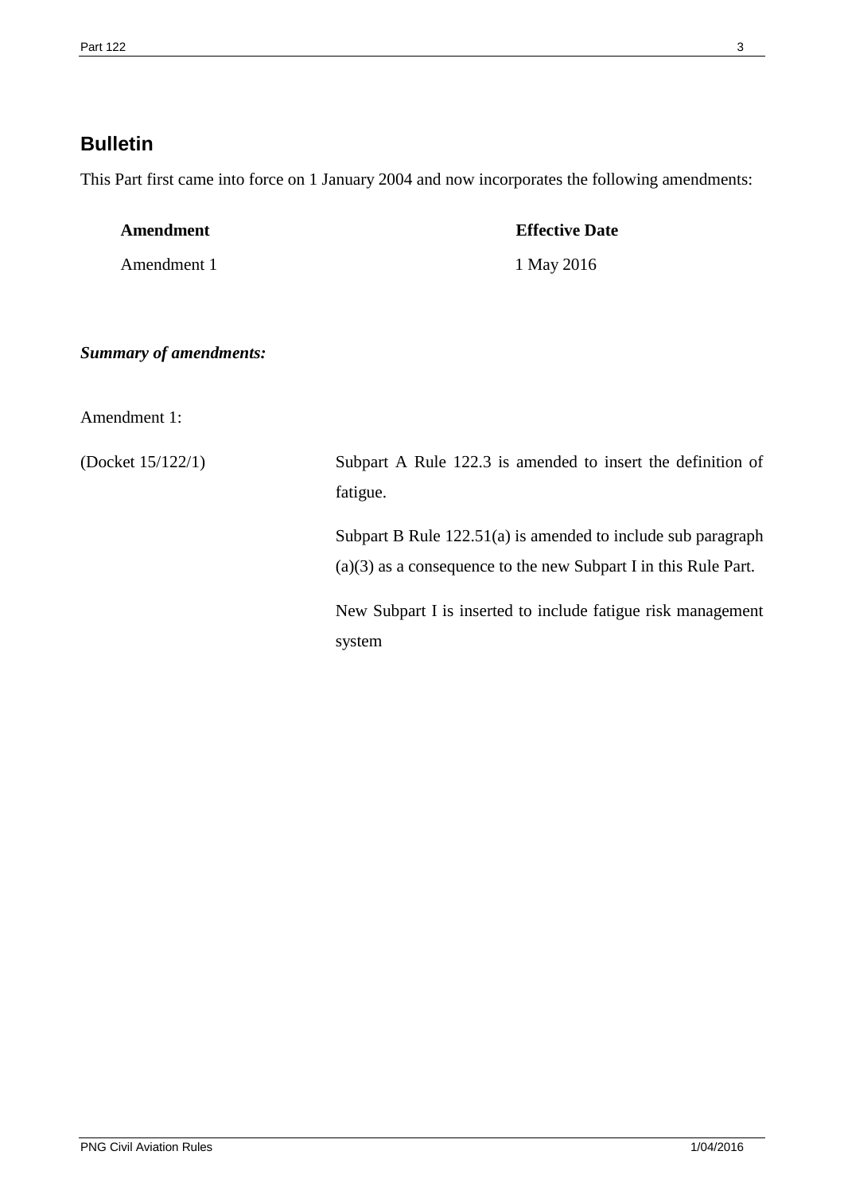## Bulletin

This Part first came into force on 1 January 2004 and now incorporates the following amendments:

| Amendment | Effective Date |
|---|---|
| Amendment 1 | 1 May 2016 |

***Summary of amendments:***

Amendment 1:

| | |
|---|---|
| (Docket 15/122/1) | Subpart A Rule 122.3 is amended to insert the definition of fatigue. |
| | Subpart B Rule 122.51(a) is amended to include sub paragraph (a)(3) as a consequence to the new Subpart I in this Rule Part. |
| | New Subpart I is inserted to include fatigue risk management system |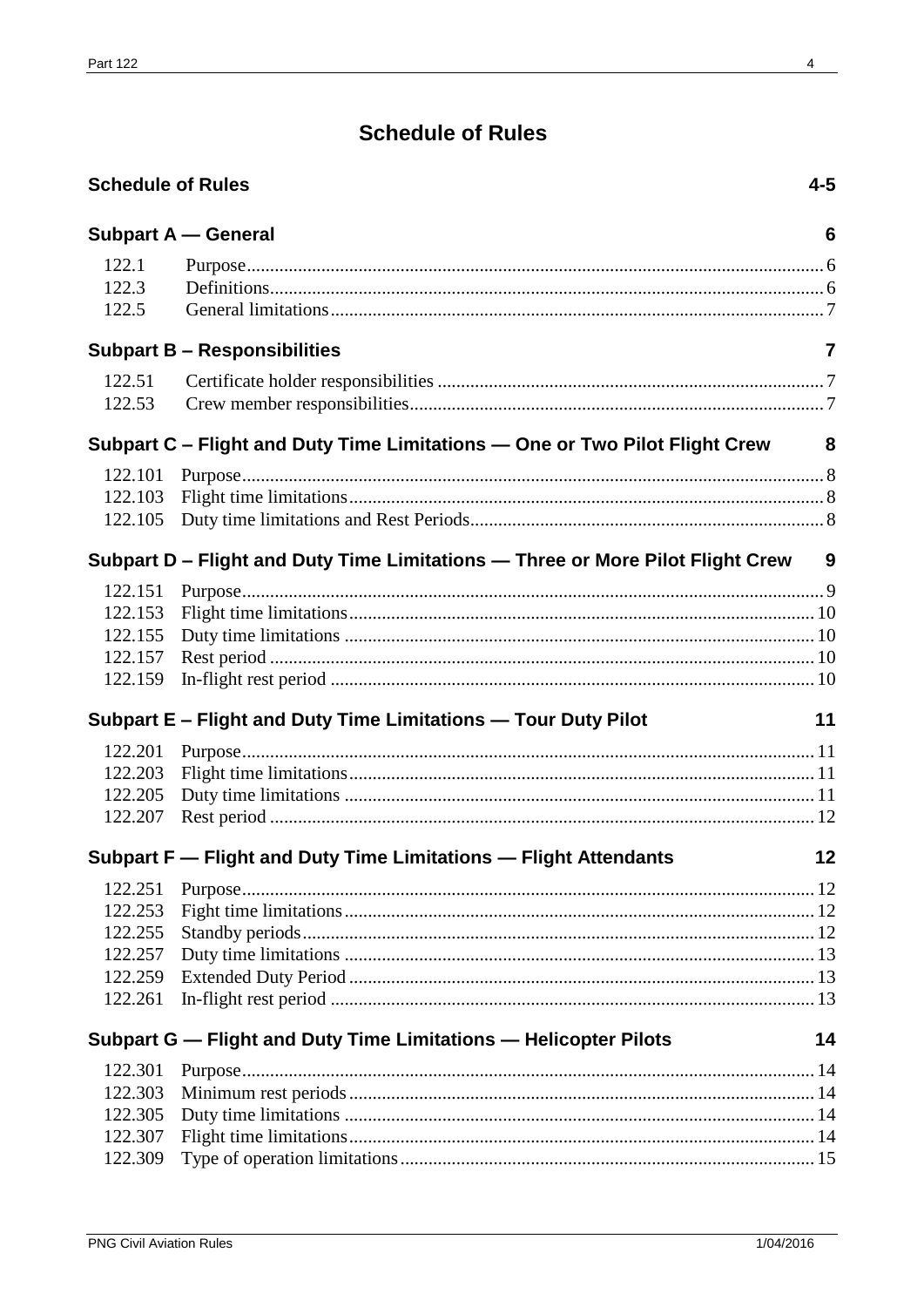# Schedule of Rules

## Schedule of Rules 4-5

## Subpart A — General 6

| | | |
|---|---|---|
| 122.1 | Purpose | 6 |
| 122.3 | Definitions | 6 |
| 122.5 | General limitations | 7 |

## Subpart B – Responsibilities 7

| | | |
|---|---|---|
| 122.51 | Certificate holder responsibilities | 7 |
| 122.53 | Crew member responsibilities | 7 |

## Subpart C – Flight and Duty Time Limitations — One or Two Pilot Flight Crew 8

| | | |
|---|---|---|
| 122.101 | Purpose | 8 |
| 122.103 | Flight time limitations | 8 |
| 122.105 | Duty time limitations and Rest Periods | 8 |

## Subpart D – Flight and Duty Time Limitations — Three or More Pilot Flight Crew 9

| | | |
|---|---|---|
| 122.151 | Purpose | 9 |
| 122.153 | Flight time limitations | 10 |
| 122.155 | Duty time limitations | 10 |
| 122.157 | Rest period | 10 |
| 122.159 | In-flight rest period | 10 |

## Subpart E – Flight and Duty Time Limitations — Tour Duty Pilot 11

| | | |
|---|---|---|
| 122.201 | Purpose | 11 |
| 122.203 | Flight time limitations | 11 |
| 122.205 | Duty time limitations | 11 |
| 122.207 | Rest period | 12 |

## Subpart F — Flight and Duty Time Limitations — Flight Attendants 12

| | | |
|---|---|---|
| 122.251 | Purpose | 12 |
| 122.253 | Fight time limitations | 12 |
| 122.255 | Standby periods | 12 |
| 122.257 | Duty time limitations | 13 |
| 122.259 | Extended Duty Period | 13 |
| 122.261 | In-flight rest period | 13 |

## Subpart G — Flight and Duty Time Limitations — Helicopter Pilots 14

| | | |
|---|---|---|
| 122.301 | Purpose | 14 |
| 122.303 | Minimum rest periods | 14 |
| 122.305 | Duty time limitations | 14 |
| 122.307 | Flight time limitations | 14 |
| 122.309 | Type of operation limitations | 15 |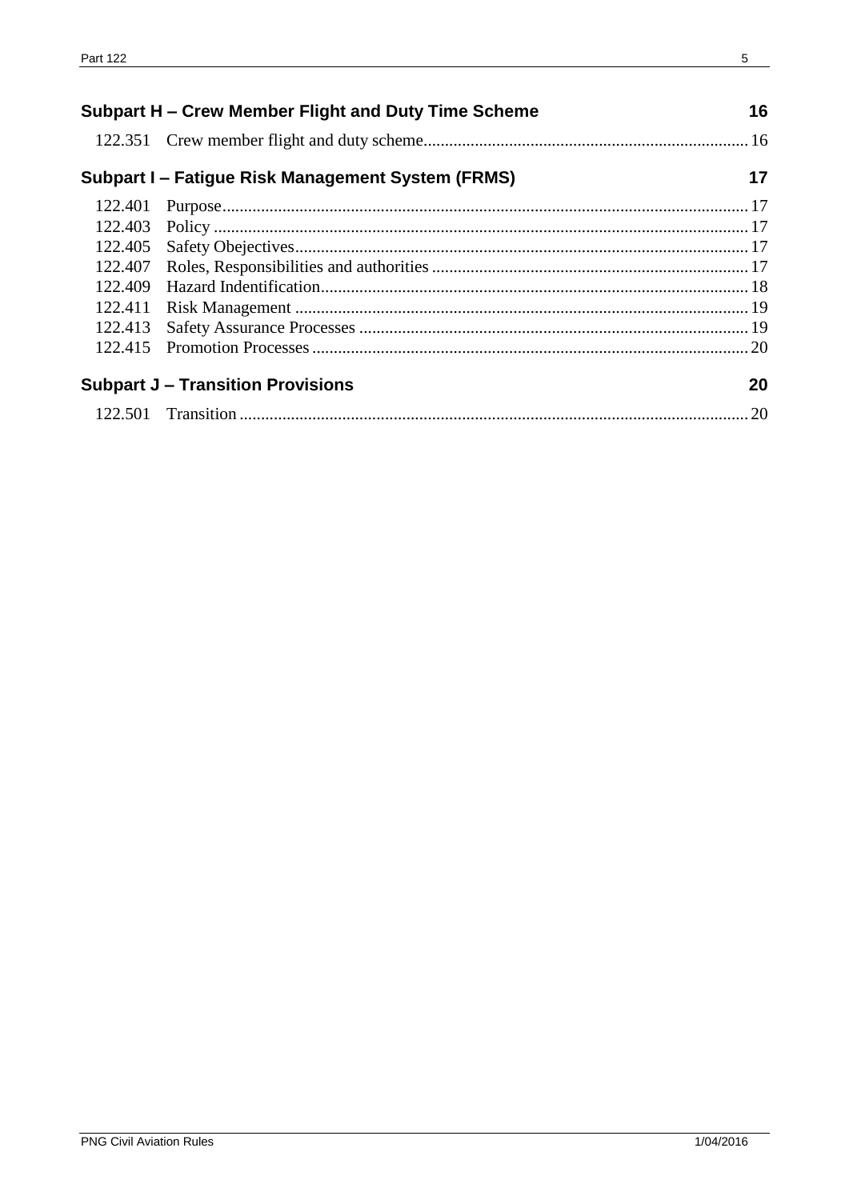**Subpart H – Crew Member Flight and Duty Time Scheme** 16

122.351 Crew member flight and duty scheme 16

**Subpart I – Fatigue Risk Management System (FRMS)** 17

122.401 Purpose 17
122.403 Policy 17
122.405 Safety Obejectives 17
122.407 Roles, Responsibilities and authorities 17
122.409 Hazard Indentification 18
122.411 Risk Management 19
122.413 Safety Assurance Processes 19
122.415 Promotion Processes 20

**Subpart J – Transition Provisions** 20

122.501 Transition 20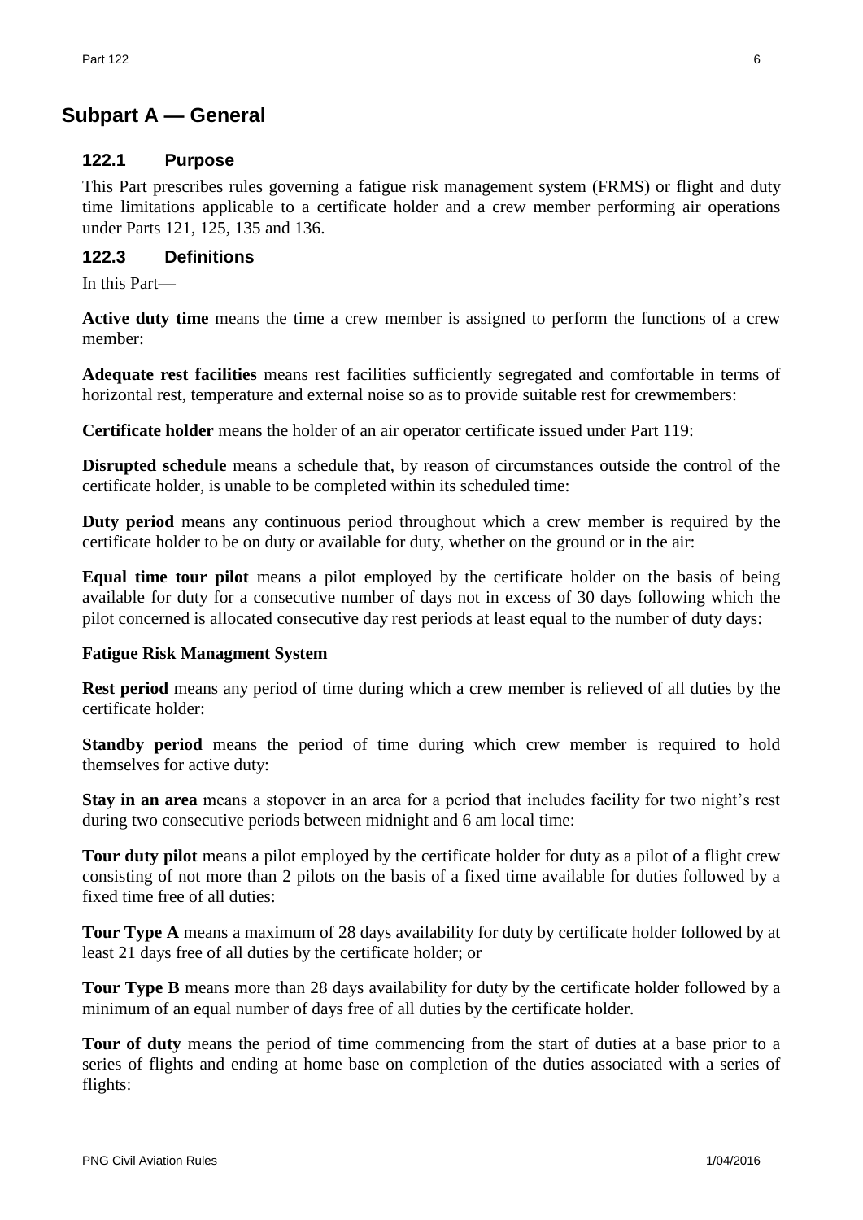## Subpart A — General

### 122.1 Purpose

This Part prescribes rules governing a fatigue risk management system (FRMS) or flight and duty time limitations applicable to a certificate holder and a crew member performing air operations under Parts 121, 125, 135 and 136.

### 122.3 Definitions

In this Part—

**Active duty time** means the time a crew member is assigned to perform the functions of a crew member:

**Adequate rest facilities** means rest facilities sufficiently segregated and comfortable in terms of horizontal rest, temperature and external noise so as to provide suitable rest for crewmembers:

**Certificate holder** means the holder of an air operator certificate issued under Part 119:

**Disrupted schedule** means a schedule that, by reason of circumstances outside the control of the certificate holder, is unable to be completed within its scheduled time:

**Duty period** means any continuous period throughout which a crew member is required by the certificate holder to be on duty or available for duty, whether on the ground or in the air:

**Equal time tour pilot** means a pilot employed by the certificate holder on the basis of being available for duty for a consecutive number of days not in excess of 30 days following which the pilot concerned is allocated consecutive day rest periods at least equal to the number of duty days:

**Fatigue Risk Managment System**

**Rest period** means any period of time during which a crew member is relieved of all duties by the certificate holder:

**Standby period** means the period of time during which crew member is required to hold themselves for active duty:

**Stay in an area** means a stopover in an area for a period that includes facility for two night's rest during two consecutive periods between midnight and 6 am local time:

**Tour duty pilot** means a pilot employed by the certificate holder for duty as a pilot of a flight crew consisting of not more than 2 pilots on the basis of a fixed time available for duties followed by a fixed time free of all duties:

**Tour Type A** means a maximum of 28 days availability for duty by certificate holder followed by at least 21 days free of all duties by the certificate holder; or

**Tour Type B** means more than 28 days availability for duty by the certificate holder followed by a minimum of an equal number of days free of all duties by the certificate holder.

**Tour of duty** means the period of time commencing from the start of duties at a base prior to a series of flights and ending at home base on completion of the duties associated with a series of flights: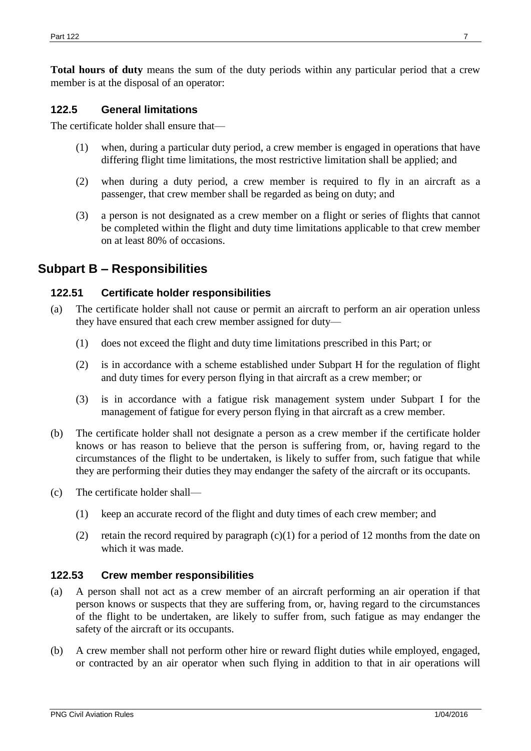**Total hours of duty** means the sum of the duty periods within any particular period that a crew member is at the disposal of an operator:

### 122.5 General limitations

The certificate holder shall ensure that—

(1) when, during a particular duty period, a crew member is engaged in operations that have differing flight time limitations, the most restrictive limitation shall be applied; and

(2) when during a duty period, a crew member is required to fly in an aircraft as a passenger, that crew member shall be regarded as being on duty; and

(3) a person is not designated as a crew member on a flight or series of flights that cannot be completed within the flight and duty time limitations applicable to that crew member on at least 80% of occasions.

## Subpart B – Responsibilities

### 122.51 Certificate holder responsibilities

(a) The certificate holder shall not cause or permit an aircraft to perform an air operation unless they have ensured that each crew member assigned for duty—

(1) does not exceed the flight and duty time limitations prescribed in this Part; or

(2) is in accordance with a scheme established under Subpart H for the regulation of flight and duty times for every person flying in that aircraft as a crew member; or

(3) is in accordance with a fatigue risk management system under Subpart I for the management of fatigue for every person flying in that aircraft as a crew member.

(b) The certificate holder shall not designate a person as a crew member if the certificate holder knows or has reason to believe that the person is suffering from, or, having regard to the circumstances of the flight to be undertaken, is likely to suffer from, such fatigue that while they are performing their duties they may endanger the safety of the aircraft or its occupants.

(c) The certificate holder shall—

(1) keep an accurate record of the flight and duty times of each crew member; and

(2) retain the record required by paragraph (c)(1) for a period of 12 months from the date on which it was made.

### 122.53 Crew member responsibilities

(a) A person shall not act as a crew member of an aircraft performing an air operation if that person knows or suspects that they are suffering from, or, having regard to the circumstances of the flight to be undertaken, are likely to suffer from, such fatigue as may endanger the safety of the aircraft or its occupants.

(b) A crew member shall not perform other hire or reward flight duties while employed, engaged, or contracted by an air operator when such flying in addition to that in air operations will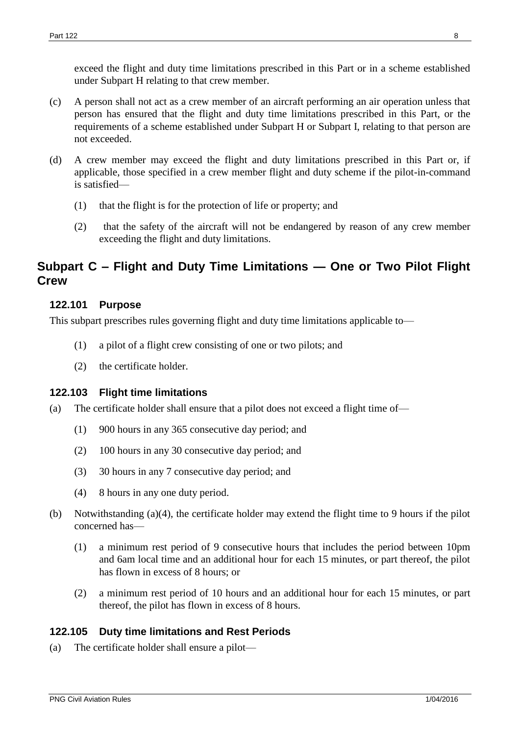exceed the flight and duty time limitations prescribed in this Part or in a scheme established under Subpart H relating to that crew member.

(c) A person shall not act as a crew member of an aircraft performing an air operation unless that person has ensured that the flight and duty time limitations prescribed in this Part, or the requirements of a scheme established under Subpart H or Subpart I, relating to that person are not exceeded.

(d) A crew member may exceed the flight and duty limitations prescribed in this Part or, if applicable, those specified in a crew member flight and duty scheme if the pilot-in-command is satisfied—

(1) that the flight is for the protection of life or property; and

(2) that the safety of the aircraft will not be endangered by reason of any crew member exceeding the flight and duty limitations.

## Subpart C – Flight and Duty Time Limitations — One or Two Pilot Flight Crew

### 122.101 Purpose

This subpart prescribes rules governing flight and duty time limitations applicable to—

(1) a pilot of a flight crew consisting of one or two pilots; and

(2) the certificate holder.

### 122.103 Flight time limitations

(a) The certificate holder shall ensure that a pilot does not exceed a flight time of—

(1) 900 hours in any 365 consecutive day period; and

(2) 100 hours in any 30 consecutive day period; and

(3) 30 hours in any 7 consecutive day period; and

(4) 8 hours in any one duty period.

(b) Notwithstanding (a)(4), the certificate holder may extend the flight time to 9 hours if the pilot concerned has—

(1) a minimum rest period of 9 consecutive hours that includes the period between 10pm and 6am local time and an additional hour for each 15 minutes, or part thereof, the pilot has flown in excess of 8 hours; or

(2) a minimum rest period of 10 hours and an additional hour for each 15 minutes, or part thereof, the pilot has flown in excess of 8 hours.

### 122.105 Duty time limitations and Rest Periods

(a) The certificate holder shall ensure a pilot—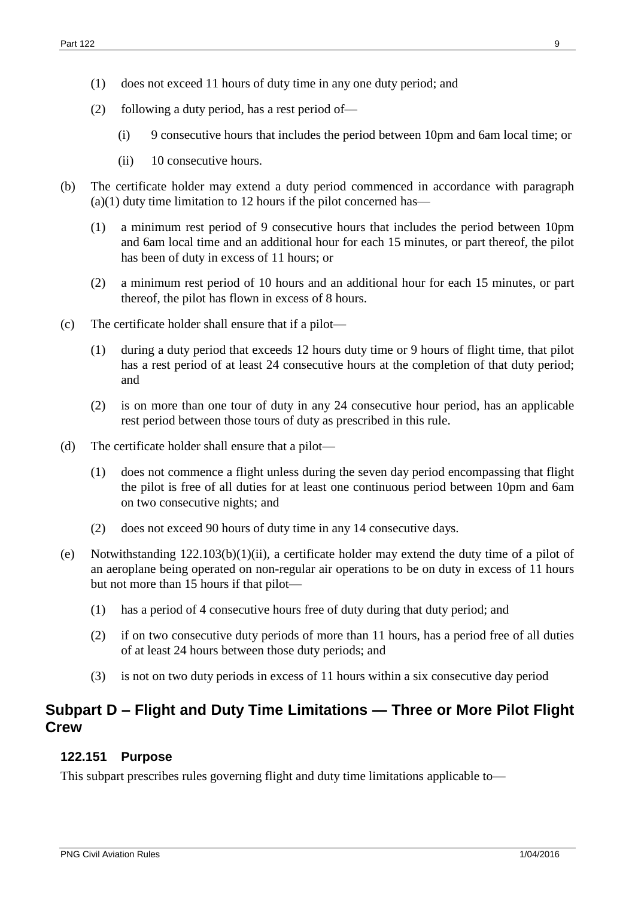(1) does not exceed 11 hours of duty time in any one duty period; and

(2) following a duty period, has a rest period of—

(i) 9 consecutive hours that includes the period between 10pm and 6am local time; or

(ii) 10 consecutive hours.

(b) The certificate holder may extend a duty period commenced in accordance with paragraph (a)(1) duty time limitation to 12 hours if the pilot concerned has—

(1) a minimum rest period of 9 consecutive hours that includes the period between 10pm and 6am local time and an additional hour for each 15 minutes, or part thereof, the pilot has been of duty in excess of 11 hours; or

(2) a minimum rest period of 10 hours and an additional hour for each 15 minutes, or part thereof, the pilot has flown in excess of 8 hours.

(c) The certificate holder shall ensure that if a pilot—

(1) during a duty period that exceeds 12 hours duty time or 9 hours of flight time, that pilot has a rest period of at least 24 consecutive hours at the completion of that duty period; and

(2) is on more than one tour of duty in any 24 consecutive hour period, has an applicable rest period between those tours of duty as prescribed in this rule.

(d) The certificate holder shall ensure that a pilot—

(1) does not commence a flight unless during the seven day period encompassing that flight the pilot is free of all duties for at least one continuous period between 10pm and 6am on two consecutive nights; and

(2) does not exceed 90 hours of duty time in any 14 consecutive days.

(e) Notwithstanding 122.103(b)(1)(ii), a certificate holder may extend the duty time of a pilot of an aeroplane being operated on non-regular air operations to be on duty in excess of 11 hours but not more than 15 hours if that pilot—

(1) has a period of 4 consecutive hours free of duty during that duty period; and

(2) if on two consecutive duty periods of more than 11 hours, has a period free of all duties of at least 24 hours between those duty periods; and

(3) is not on two duty periods in excess of 11 hours within a six consecutive day period

## Subpart D – Flight and Duty Time Limitations — Three or More Pilot Flight Crew

### 122.151 Purpose

This subpart prescribes rules governing flight and duty time limitations applicable to—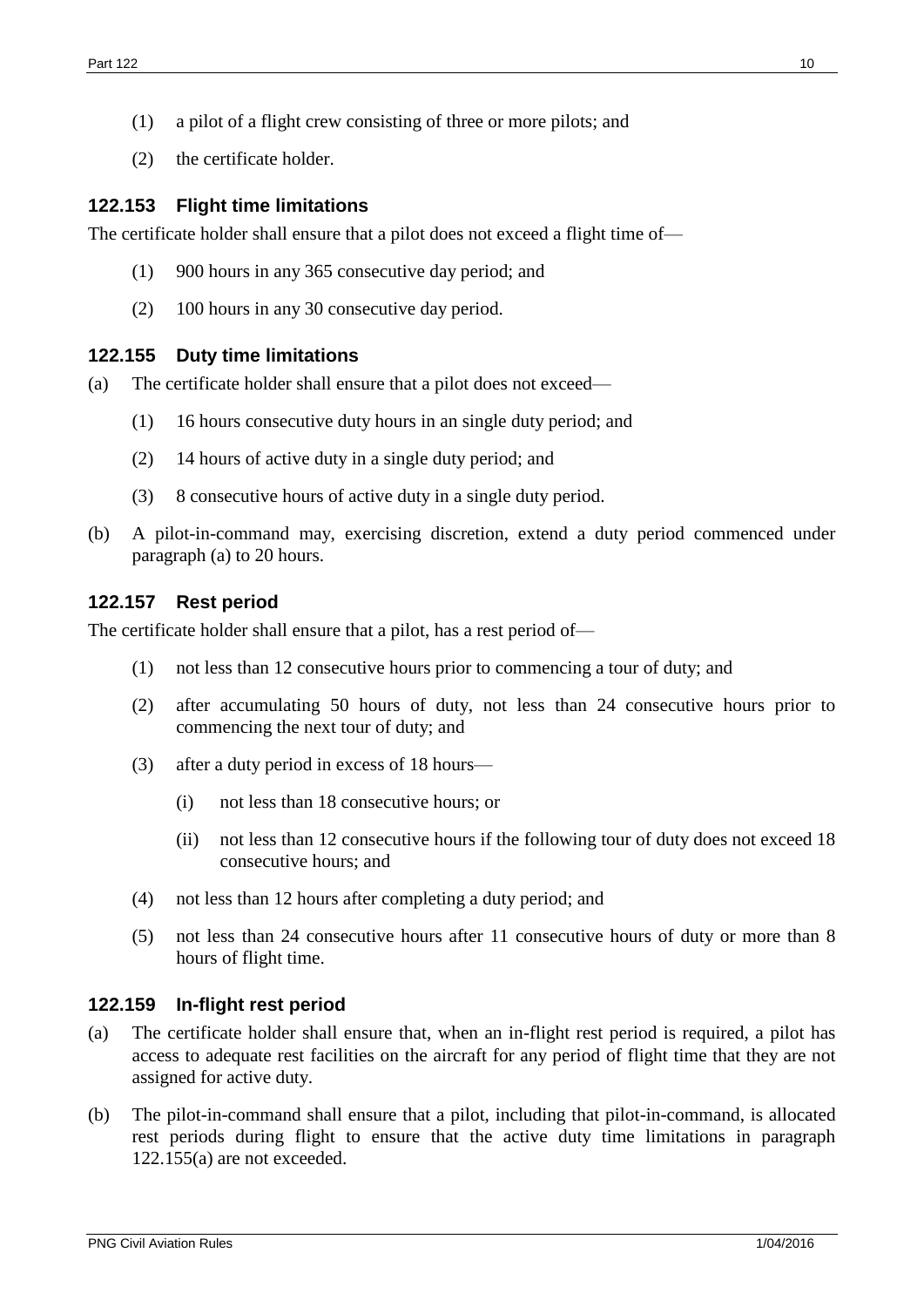(1) a pilot of a flight crew consisting of three or more pilots; and

(2) the certificate holder.

### 122.153 Flight time limitations

The certificate holder shall ensure that a pilot does not exceed a flight time of—

(1) 900 hours in any 365 consecutive day period; and

(2) 100 hours in any 30 consecutive day period.

### 122.155 Duty time limitations

(a) The certificate holder shall ensure that a pilot does not exceed—

(1) 16 hours consecutive duty hours in an single duty period; and

(2) 14 hours of active duty in a single duty period; and

(3) 8 consecutive hours of active duty in a single duty period.

(b) A pilot-in-command may, exercising discretion, extend a duty period commenced under paragraph (a) to 20 hours.

### 122.157 Rest period

The certificate holder shall ensure that a pilot, has a rest period of—

(1) not less than 12 consecutive hours prior to commencing a tour of duty; and

(2) after accumulating 50 hours of duty, not less than 24 consecutive hours prior to commencing the next tour of duty; and

(3) after a duty period in excess of 18 hours—

(i) not less than 18 consecutive hours; or

(ii) not less than 12 consecutive hours if the following tour of duty does not exceed 18 consecutive hours; and

(4) not less than 12 hours after completing a duty period; and

(5) not less than 24 consecutive hours after 11 consecutive hours of duty or more than 8 hours of flight time.

### 122.159 In-flight rest period

(a) The certificate holder shall ensure that, when an in-flight rest period is required, a pilot has access to adequate rest facilities on the aircraft for any period of flight time that they are not assigned for active duty.

(b) The pilot-in-command shall ensure that a pilot, including that pilot-in-command, is allocated rest periods during flight to ensure that the active duty time limitations in paragraph 122.155(a) are not exceeded.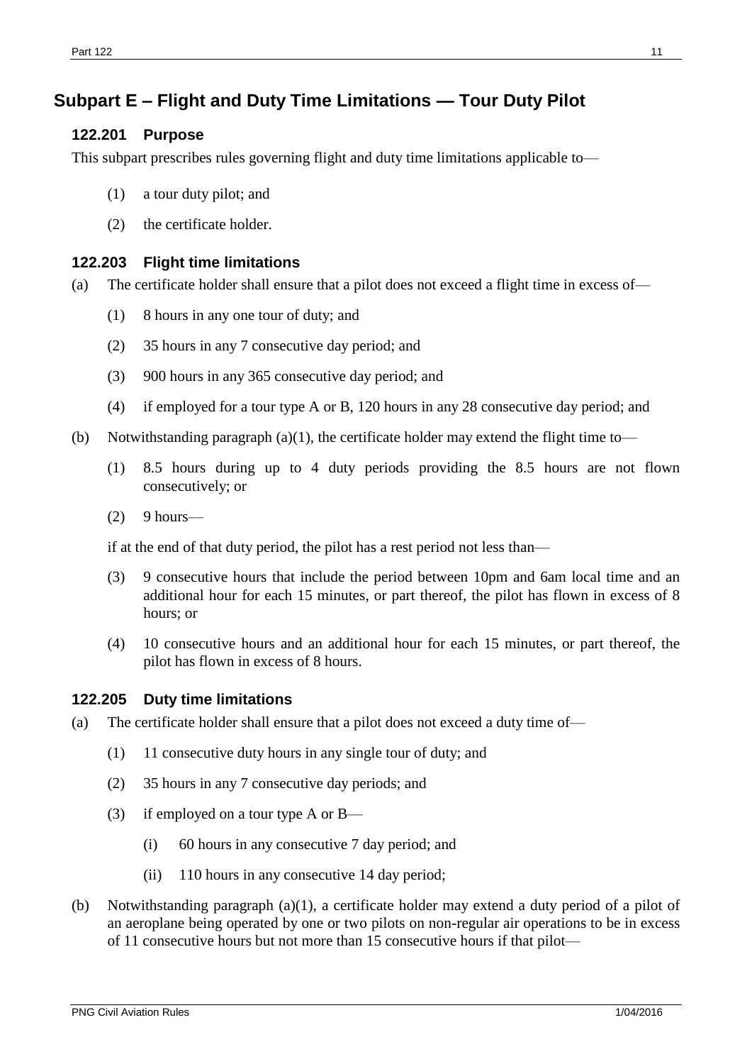## Subpart E – Flight and Duty Time Limitations — Tour Duty Pilot

### 122.201 Purpose

This subpart prescribes rules governing flight and duty time limitations applicable to—

(1) a tour duty pilot; and

(2) the certificate holder.

### 122.203 Flight time limitations

(a) The certificate holder shall ensure that a pilot does not exceed a flight time in excess of—

(1) 8 hours in any one tour of duty; and

(2) 35 hours in any 7 consecutive day period; and

(3) 900 hours in any 365 consecutive day period; and

(4) if employed for a tour type A or B, 120 hours in any 28 consecutive day period; and

(b) Notwithstanding paragraph (a)(1), the certificate holder may extend the flight time to—

(1) 8.5 hours during up to 4 duty periods providing the 8.5 hours are not flown consecutively; or

(2) 9 hours—

if at the end of that duty period, the pilot has a rest period not less than—

(3) 9 consecutive hours that include the period between 10pm and 6am local time and an additional hour for each 15 minutes, or part thereof, the pilot has flown in excess of 8 hours; or

(4) 10 consecutive hours and an additional hour for each 15 minutes, or part thereof, the pilot has flown in excess of 8 hours.

### 122.205 Duty time limitations

(a) The certificate holder shall ensure that a pilot does not exceed a duty time of—

(1) 11 consecutive duty hours in any single tour of duty; and

(2) 35 hours in any 7 consecutive day periods; and

(3) if employed on a tour type A or B—

(i) 60 hours in any consecutive 7 day period; and

(ii) 110 hours in any consecutive 14 day period;

(b) Notwithstanding paragraph (a)(1), a certificate holder may extend a duty period of a pilot of an aeroplane being operated by one or two pilots on non-regular air operations to be in excess of 11 consecutive hours but not more than 15 consecutive hours if that pilot—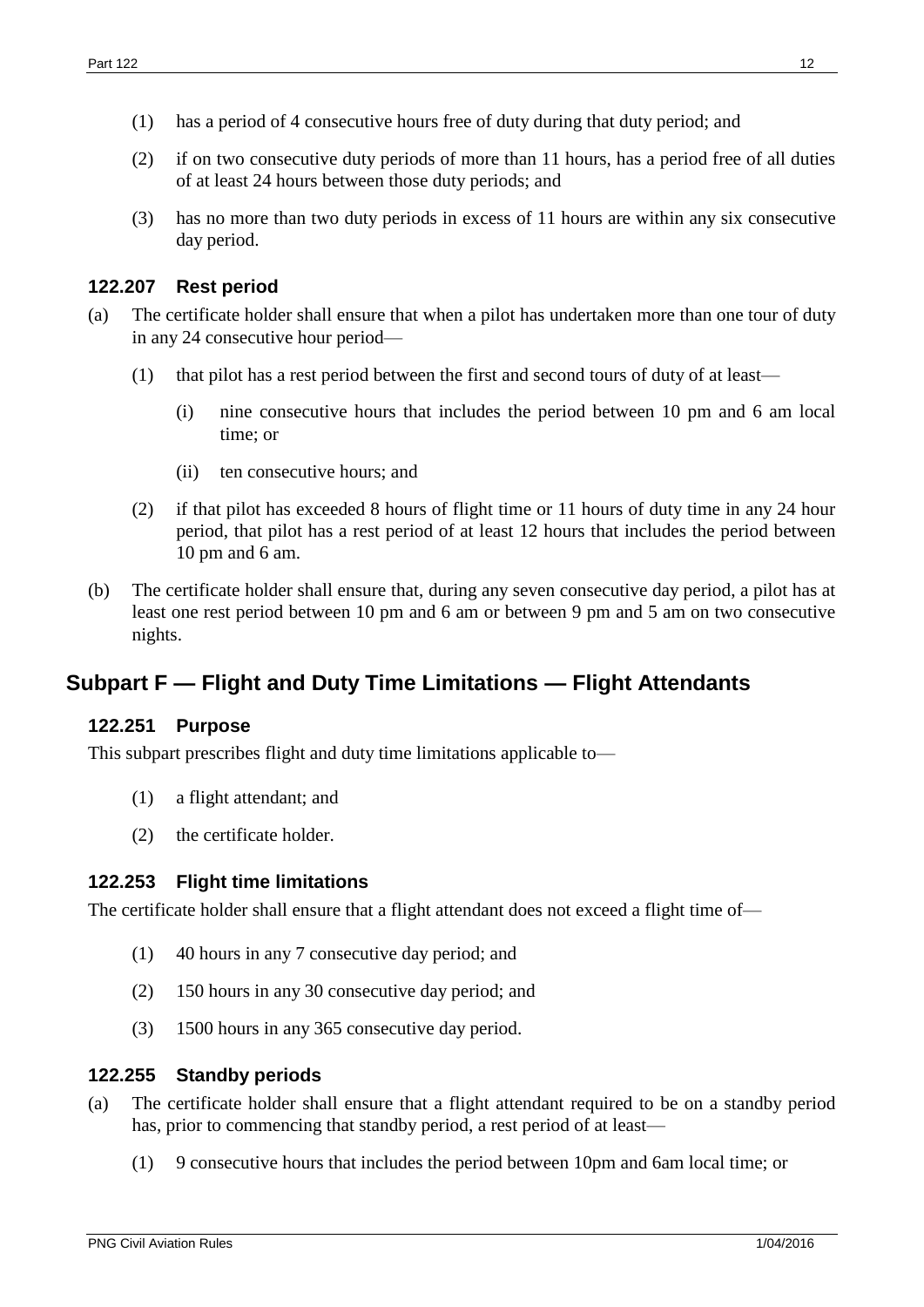(1) has a period of 4 consecutive hours free of duty during that duty period; and

(2) if on two consecutive duty periods of more than 11 hours, has a period free of all duties of at least 24 hours between those duty periods; and

(3) has no more than two duty periods in excess of 11 hours are within any six consecutive day period.

### 122.207 Rest period

(a) The certificate holder shall ensure that when a pilot has undertaken more than one tour of duty in any 24 consecutive hour period—

(1) that pilot has a rest period between the first and second tours of duty of at least—

(i) nine consecutive hours that includes the period between 10 pm and 6 am local time; or

(ii) ten consecutive hours; and

(2) if that pilot has exceeded 8 hours of flight time or 11 hours of duty time in any 24 hour period, that pilot has a rest period of at least 12 hours that includes the period between 10 pm and 6 am.

(b) The certificate holder shall ensure that, during any seven consecutive day period, a pilot has at least one rest period between 10 pm and 6 am or between 9 pm and 5 am on two consecutive nights.

## Subpart F — Flight and Duty Time Limitations — Flight Attendants

### 122.251 Purpose

This subpart prescribes flight and duty time limitations applicable to—

(1) a flight attendant; and

(2) the certificate holder.

### 122.253 Flight time limitations

The certificate holder shall ensure that a flight attendant does not exceed a flight time of—

(1) 40 hours in any 7 consecutive day period; and

(2) 150 hours in any 30 consecutive day period; and

(3) 1500 hours in any 365 consecutive day period.

### 122.255 Standby periods

(a) The certificate holder shall ensure that a flight attendant required to be on a standby period has, prior to commencing that standby period, a rest period of at least—

(1) 9 consecutive hours that includes the period between 10pm and 6am local time; or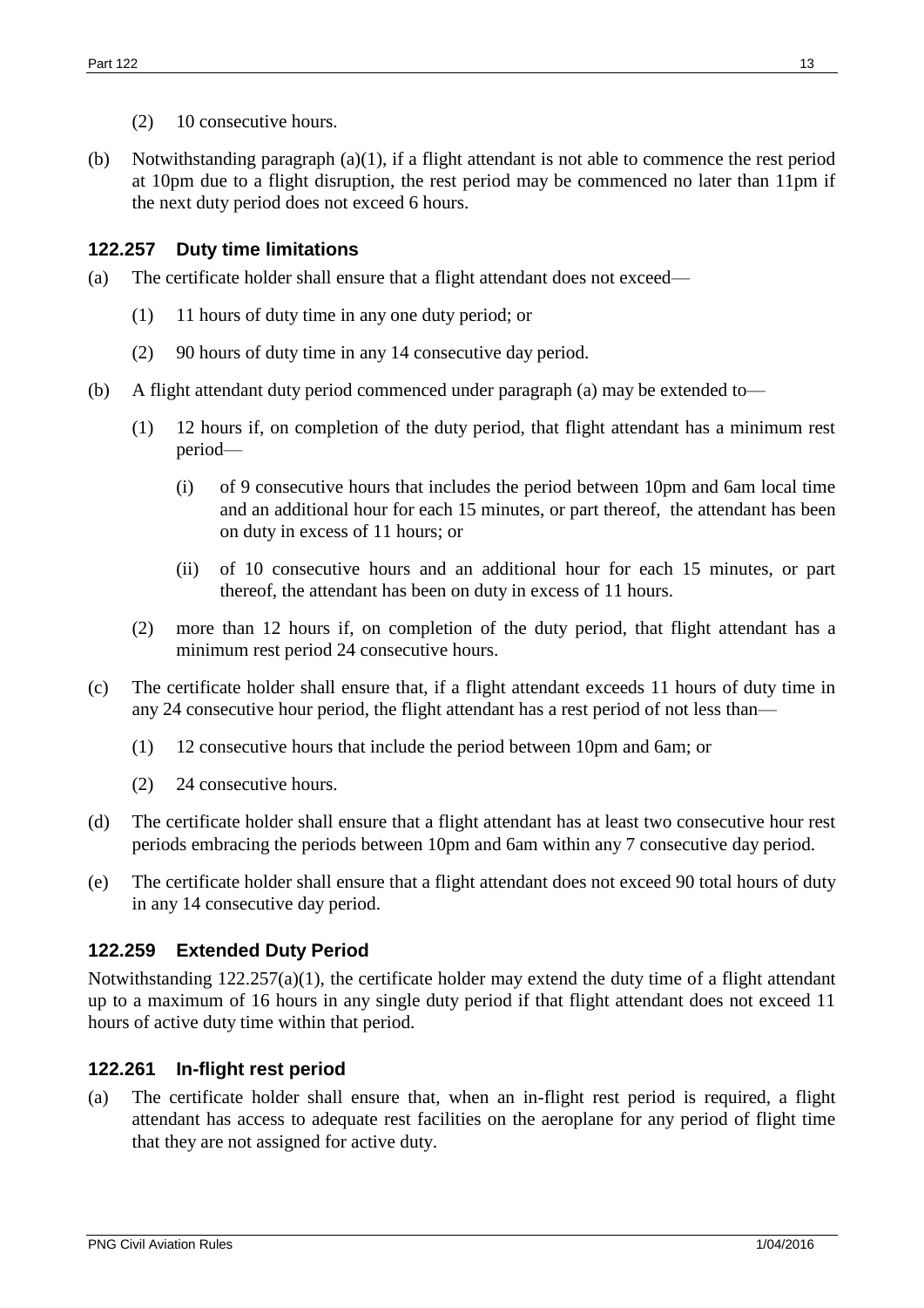(2) 10 consecutive hours.

(b) Notwithstanding paragraph (a)(1), if a flight attendant is not able to commence the rest period at 10pm due to a flight disruption, the rest period may be commenced no later than 11pm if the next duty period does not exceed 6 hours.

### 122.257 Duty time limitations

(a) The certificate holder shall ensure that a flight attendant does not exceed—

(1) 11 hours of duty time in any one duty period; or

(2) 90 hours of duty time in any 14 consecutive day period.

(b) A flight attendant duty period commenced under paragraph (a) may be extended to—

(1) 12 hours if, on completion of the duty period, that flight attendant has a minimum rest period—

(i) of 9 consecutive hours that includes the period between 10pm and 6am local time and an additional hour for each 15 minutes, or part thereof, the attendant has been on duty in excess of 11 hours; or

(ii) of 10 consecutive hours and an additional hour for each 15 minutes, or part thereof, the attendant has been on duty in excess of 11 hours.

(2) more than 12 hours if, on completion of the duty period, that flight attendant has a minimum rest period 24 consecutive hours.

(c) The certificate holder shall ensure that, if a flight attendant exceeds 11 hours of duty time in any 24 consecutive hour period, the flight attendant has a rest period of not less than—

(1) 12 consecutive hours that include the period between 10pm and 6am; or

(2) 24 consecutive hours.

(d) The certificate holder shall ensure that a flight attendant has at least two consecutive hour rest periods embracing the periods between 10pm and 6am within any 7 consecutive day period.

(e) The certificate holder shall ensure that a flight attendant does not exceed 90 total hours of duty in any 14 consecutive day period.

### 122.259 Extended Duty Period

Notwithstanding 122.257(a)(1), the certificate holder may extend the duty time of a flight attendant up to a maximum of 16 hours in any single duty period if that flight attendant does not exceed 11 hours of active duty time within that period.

### 122.261 In-flight rest period

(a) The certificate holder shall ensure that, when an in-flight rest period is required, a flight attendant has access to adequate rest facilities on the aeroplane for any period of flight time that they are not assigned for active duty.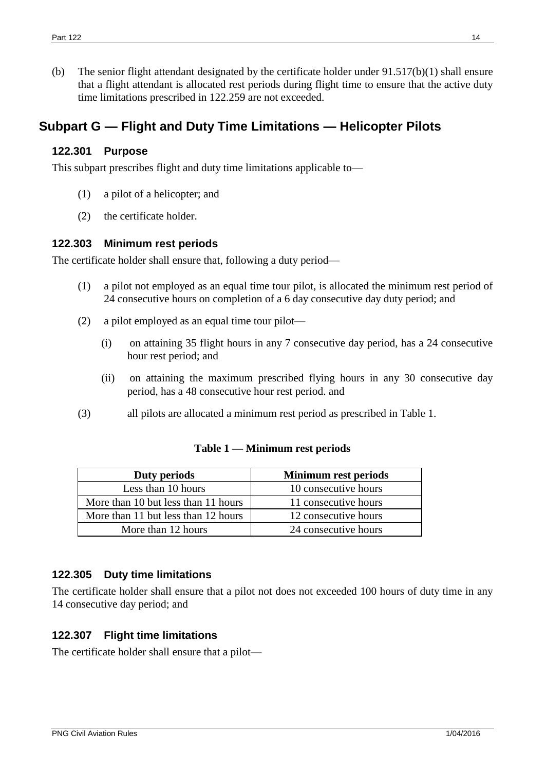(b) The senior flight attendant designated by the certificate holder under 91.517(b)(1) shall ensure that a flight attendant is allocated rest periods during flight time to ensure that the active duty time limitations prescribed in 122.259 are not exceeded.

## Subpart G — Flight and Duty Time Limitations — Helicopter Pilots

### 122.301 Purpose

This subpart prescribes flight and duty time limitations applicable to—

(1) a pilot of a helicopter; and

(2) the certificate holder.

### 122.303 Minimum rest periods

The certificate holder shall ensure that, following a duty period—

(1) a pilot not employed as an equal time tour pilot, is allocated the minimum rest period of 24 consecutive hours on completion of a 6 day consecutive day duty period; and

(2) a pilot employed as an equal time tour pilot—

(i) on attaining 35 flight hours in any 7 consecutive day period, has a 24 consecutive hour rest period; and

(ii) on attaining the maximum prescribed flying hours in any 30 consecutive day period, has a 48 consecutive hour rest period. and

(3) all pilots are allocated a minimum rest period as prescribed in Table 1.

**Table 1 — Minimum rest periods**

| Duty periods | Minimum rest periods |
|---|---|
| Less than 10 hours | 10 consecutive hours |
| More than 10 but less than 11 hours | 11 consecutive hours |
| More than 11 but less than 12 hours | 12 consecutive hours |
| More than 12 hours | 24 consecutive hours |

### 122.305 Duty time limitations

The certificate holder shall ensure that a pilot not does not exceeded 100 hours of duty time in any 14 consecutive day period; and

### 122.307 Flight time limitations

The certificate holder shall ensure that a pilot—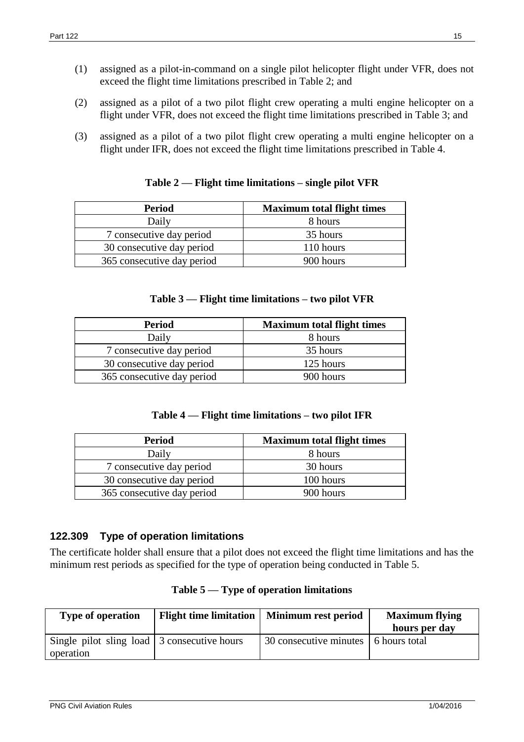(1) assigned as a pilot-in-command on a single pilot helicopter flight under VFR, does not exceed the flight time limitations prescribed in Table 2; and

(2) assigned as a pilot of a two pilot flight crew operating a multi engine helicopter on a flight under VFR, does not exceed the flight time limitations prescribed in Table 3; and

(3) assigned as a pilot of a two pilot flight crew operating a multi engine helicopter on a flight under IFR, does not exceed the flight time limitations prescribed in Table 4.

**Table 2 — Flight time limitations – single pilot VFR**

| Period | Maximum total flight times |
|---|---|
| Daily | 8 hours |
| 7 consecutive day period | 35 hours |
| 30 consecutive day period | 110 hours |
| 365 consecutive day period | 900 hours |

**Table 3 — Flight time limitations – two pilot VFR**

| Period | Maximum total flight times |
|---|---|
| Daily | 8 hours |
| 7 consecutive day period | 35 hours |
| 30 consecutive day period | 125 hours |
| 365 consecutive day period | 900 hours |

**Table 4 — Flight time limitations – two pilot IFR**

| Period | Maximum total flight times |
|---|---|
| Daily | 8 hours |
| 7 consecutive day period | 30 hours |
| 30 consecutive day period | 100 hours |
| 365 consecutive day period | 900 hours |

### 122.309 Type of operation limitations

The certificate holder shall ensure that a pilot does not exceed the flight time limitations and has the minimum rest periods as specified for the type of operation being conducted in Table 5.

**Table 5 — Type of operation limitations**

| Type of operation | Flight time limitation | Minimum rest period | Maximum flying hours per day |
|---|---|---|---|
| Single pilot sling load operation | 3 consecutive hours | 30 consecutive minutes | 6 hours total |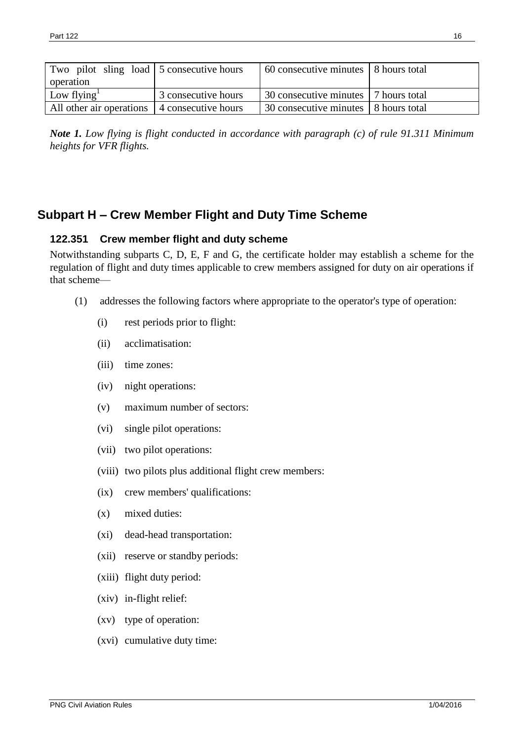| Two pilot sling load operation | 5 consecutive hours | 60 consecutive minutes | 8 hours total |
|---|---|---|---|
| Low flying[1] | 3 consecutive hours | 30 consecutive minutes | 7 hours total |
| All other air operations | 4 consecutive hours | 30 consecutive minutes | 8 hours total |

***Note 1.*** *Low flying is flight conducted in accordance with paragraph (c) of rule 91.311 Minimum heights for VFR flights.*

## Subpart H – Crew Member Flight and Duty Time Scheme

### 122.351 Crew member flight and duty scheme

Notwithstanding subparts C, D, E, F and G, the certificate holder may establish a scheme for the regulation of flight and duty times applicable to crew members assigned for duty on air operations if that scheme—

(1) addresses the following factors where appropriate to the operator's type of operation:

  (i) rest periods prior to flight:

  (ii) acclimatisation:

  (iii) time zones:

  (iv) night operations:

  (v) maximum number of sectors:

  (vi) single pilot operations:

  (vii) two pilot operations:

  (viii) two pilots plus additional flight crew members:

  (ix) crew members' qualifications:

  (x) mixed duties:

  (xi) dead-head transportation:

  (xii) reserve or standby periods:

  (xiii) flight duty period:

  (xiv) in-flight relief:

  (xv) type of operation:

  (xvi) cumulative duty time: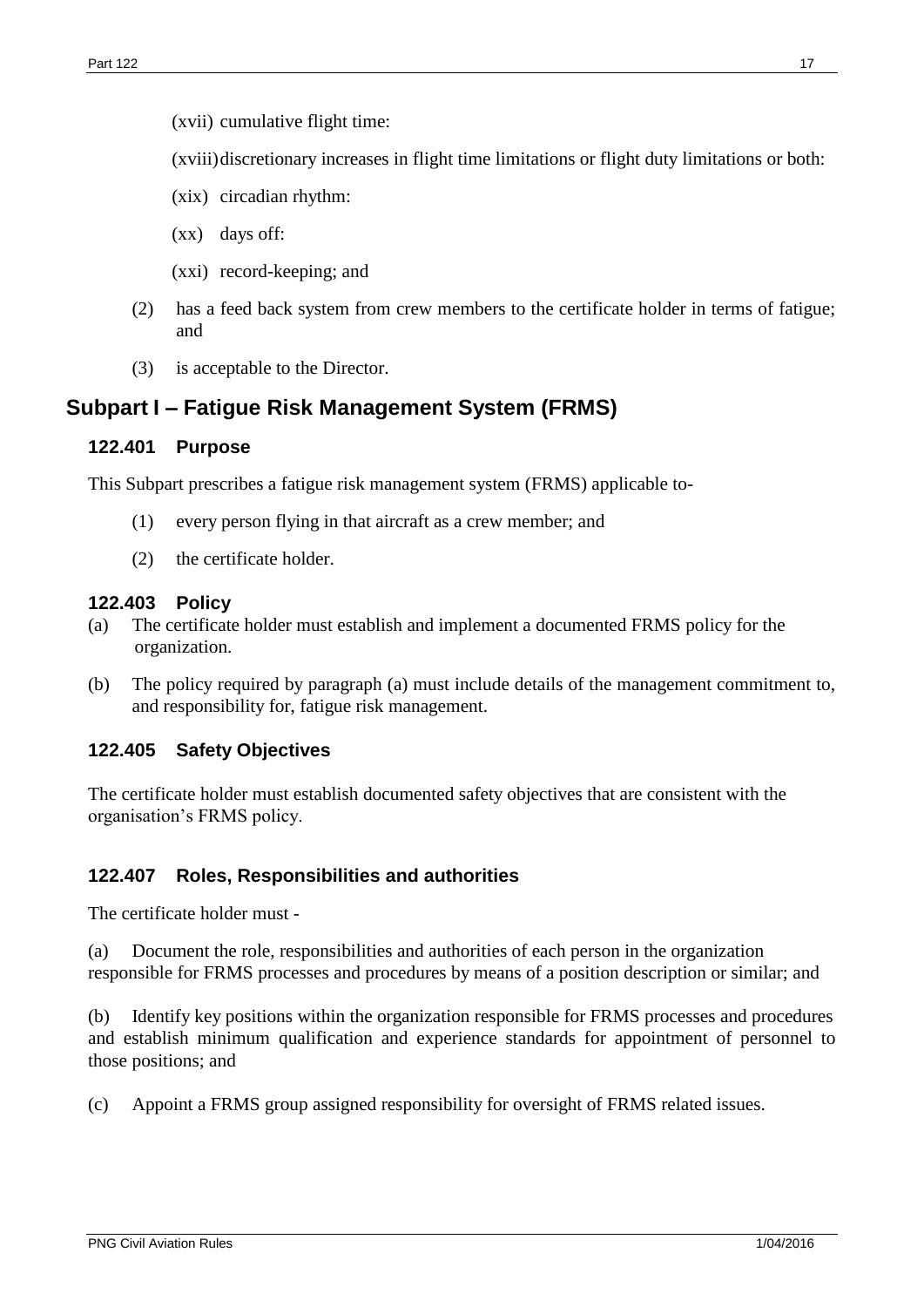(xvii) cumulative flight time:

(xviii) discretionary increases in flight time limitations or flight duty limitations or both:

(xix) circadian rhythm:

(xx) days off:

(xxi) record-keeping; and

(2) has a feed back system from crew members to the certificate holder in terms of fatigue; and

(3) is acceptable to the Director.

## Subpart I – Fatigue Risk Management System (FRMS)

### 122.401 Purpose

This Subpart prescribes a fatigue risk management system (FRMS) applicable to-

(1) every person flying in that aircraft as a crew member; and

(2) the certificate holder.

### 122.403 Policy

(a) The certificate holder must establish and implement a documented FRMS policy for the organization.

(b) The policy required by paragraph (a) must include details of the management commitment to, and responsibility for, fatigue risk management.

### 122.405 Safety Objectives

The certificate holder must establish documented safety objectives that are consistent with the organisation's FRMS policy.

### 122.407 Roles, Responsibilities and authorities

The certificate holder must -

(a) Document the role, responsibilities and authorities of each person in the organization responsible for FRMS processes and procedures by means of a position description or similar; and

(b) Identify key positions within the organization responsible for FRMS processes and procedures and establish minimum qualification and experience standards for appointment of personnel to those positions; and

(c) Appoint a FRMS group assigned responsibility for oversight of FRMS related issues.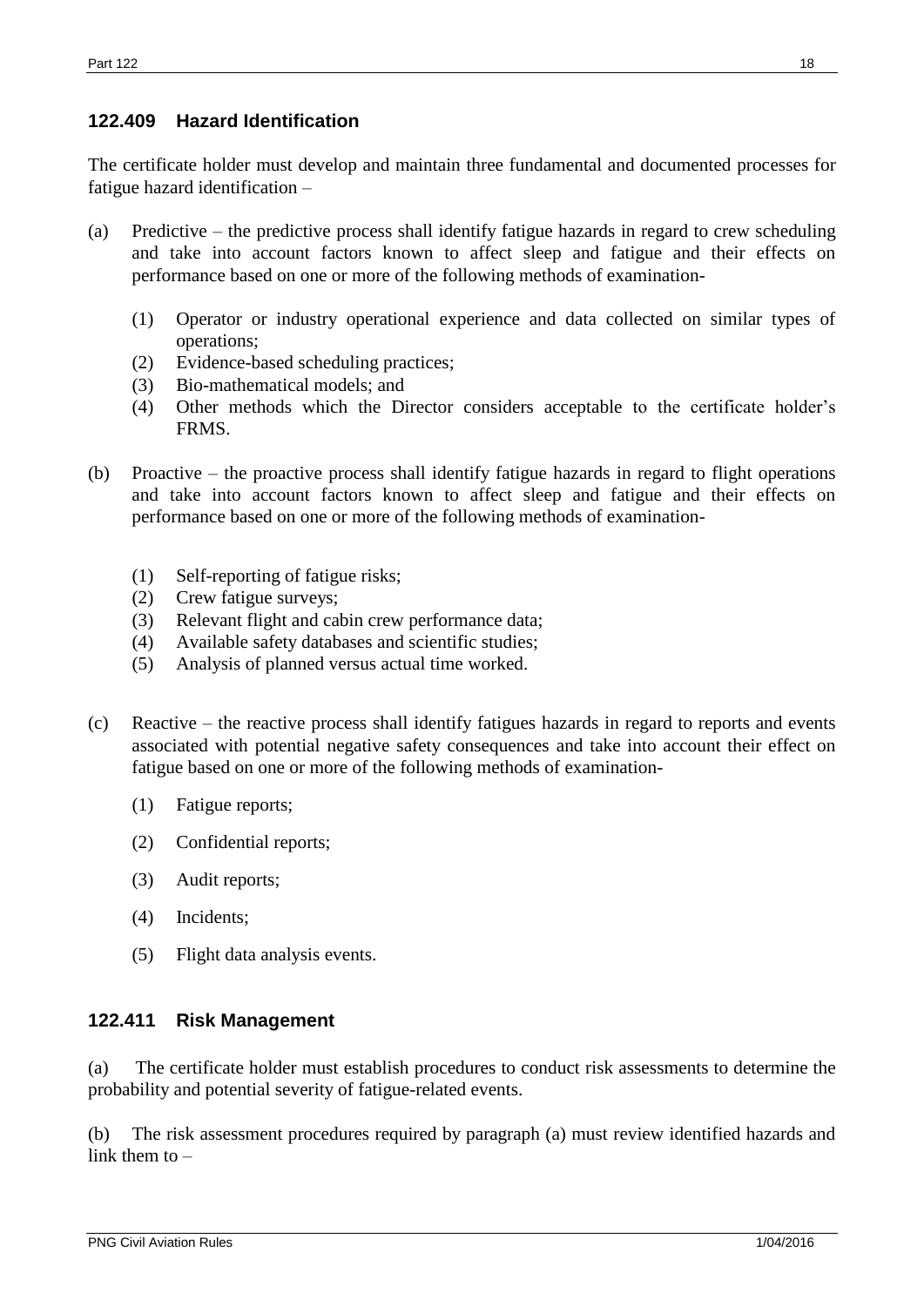### 122.409 Hazard Identification

The certificate holder must develop and maintain three fundamental and documented processes for fatigue hazard identification –

(a) Predictive – the predictive process shall identify fatigue hazards in regard to crew scheduling and take into account factors known to affect sleep and fatigue and their effects on performance based on one or more of the following methods of examination-

   (1) Operator or industry operational experience and data collected on similar types of operations;
   (2) Evidence-based scheduling practices;
   (3) Bio-mathematical models; and
   (4) Other methods which the Director considers acceptable to the certificate holder's FRMS.

(b) Proactive – the proactive process shall identify fatigue hazards in regard to flight operations and take into account factors known to affect sleep and fatigue and their effects on performance based on one or more of the following methods of examination-

   (1) Self-reporting of fatigue risks;
   (2) Crew fatigue surveys;
   (3) Relevant flight and cabin crew performance data;
   (4) Available safety databases and scientific studies;
   (5) Analysis of planned versus actual time worked.

(c) Reactive – the reactive process shall identify fatigues hazards in regard to reports and events associated with potential negative safety consequences and take into account their effect on fatigue based on one or more of the following methods of examination-

   (1) Fatigue reports;

   (2) Confidential reports;

   (3) Audit reports;

   (4) Incidents;

   (5) Flight data analysis events.

### 122.411 Risk Management

(a) The certificate holder must establish procedures to conduct risk assessments to determine the probability and potential severity of fatigue-related events.

(b) The risk assessment procedures required by paragraph (a) must review identified hazards and link them to –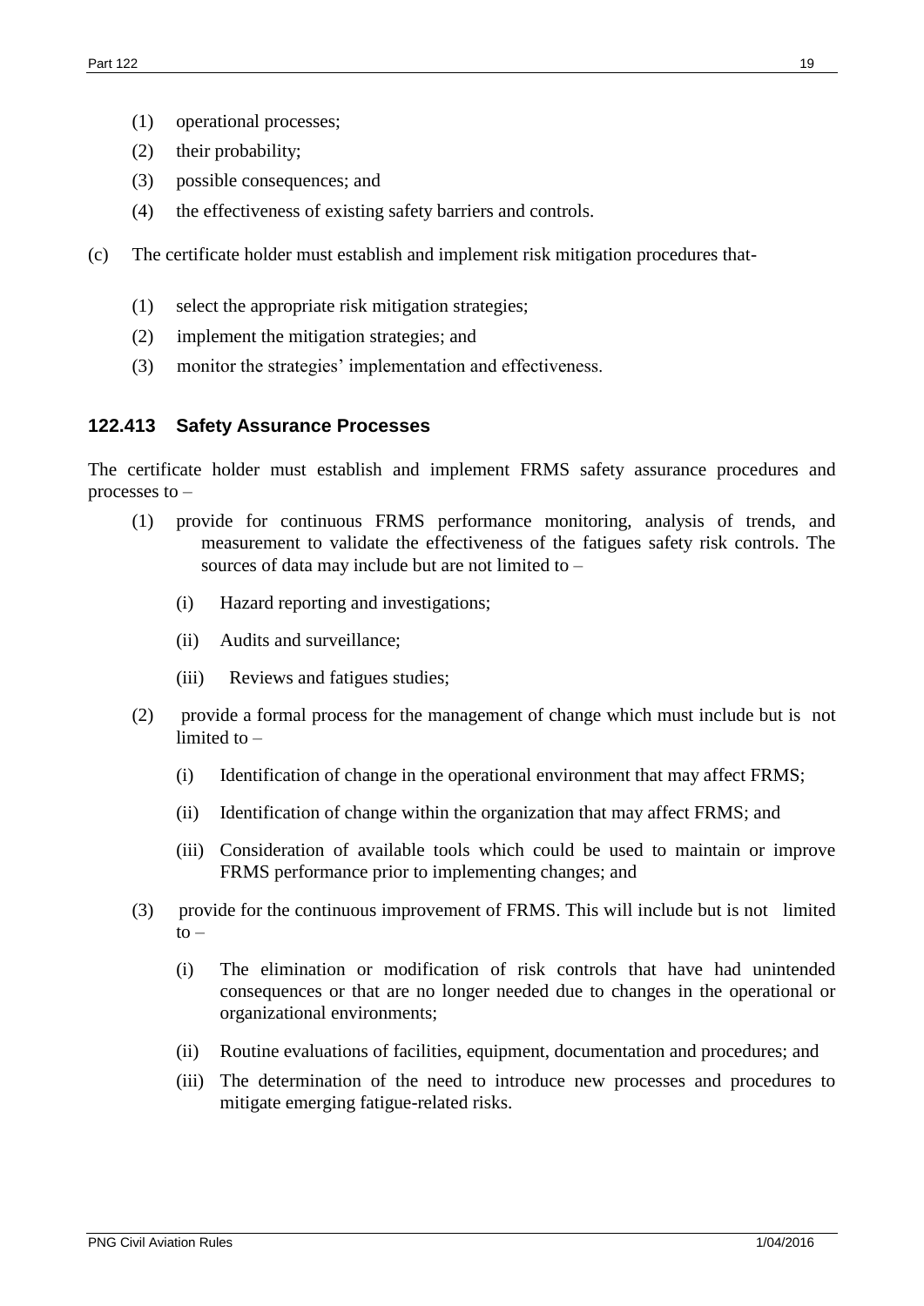(1) operational processes;

(2) their probability;

(3) possible consequences; and

(4) the effectiveness of existing safety barriers and controls.

(c) The certificate holder must establish and implement risk mitigation procedures that-

(1) select the appropriate risk mitigation strategies;

(2) implement the mitigation strategies; and

(3) monitor the strategies' implementation and effectiveness.

### 122.413 Safety Assurance Processes

The certificate holder must establish and implement FRMS safety assurance procedures and processes to –

(1) provide for continuous FRMS performance monitoring, analysis of trends, and measurement to validate the effectiveness of the fatigues safety risk controls. The sources of data may include but are not limited to –

(i) Hazard reporting and investigations;

(ii) Audits and surveillance;

(iii) Reviews and fatigues studies;

(2) provide a formal process for the management of change which must include but is not limited to –

(i) Identification of change in the operational environment that may affect FRMS;

(ii) Identification of change within the organization that may affect FRMS; and

(iii) Consideration of available tools which could be used to maintain or improve FRMS performance prior to implementing changes; and

(3) provide for the continuous improvement of FRMS. This will include but is not limited to –

(i) The elimination or modification of risk controls that have had unintended consequences or that are no longer needed due to changes in the operational or organizational environments;

(ii) Routine evaluations of facilities, equipment, documentation and procedures; and

(iii) The determination of the need to introduce new processes and procedures to mitigate emerging fatigue-related risks.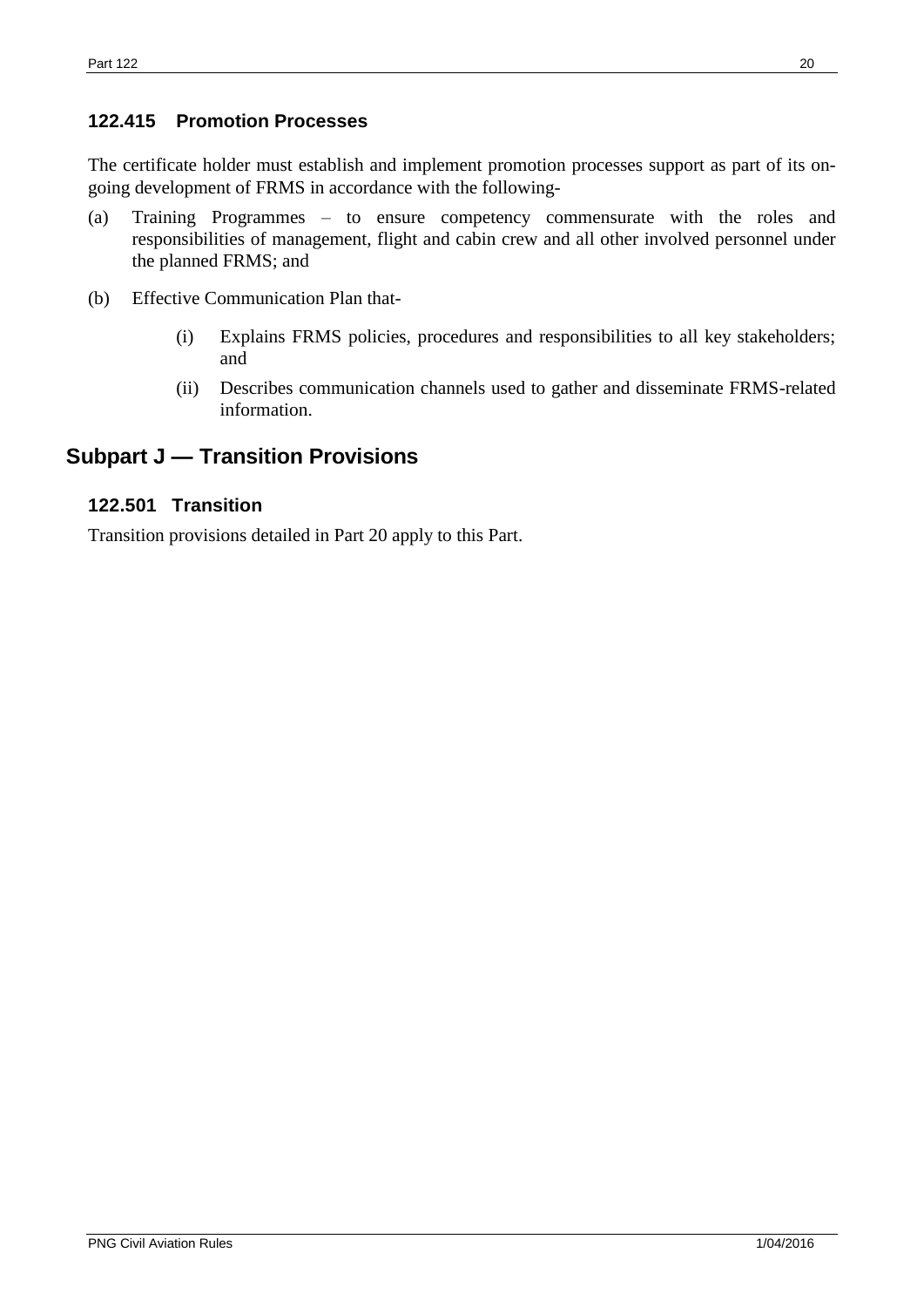### 122.415 Promotion Processes

The certificate holder must establish and implement promotion processes support as part of its on-going development of FRMS in accordance with the following-

(a) Training Programmes – to ensure competency commensurate with the roles and responsibilities of management, flight and cabin crew and all other involved personnel under the planned FRMS; and

(b) Effective Communication Plan that-

   (i) Explains FRMS policies, procedures and responsibilities to all key stakeholders; and

   (ii) Describes communication channels used to gather and disseminate FRMS-related information.

## Subpart J — Transition Provisions

### 122.501 Transition

Transition provisions detailed in Part 20 apply to this Part.